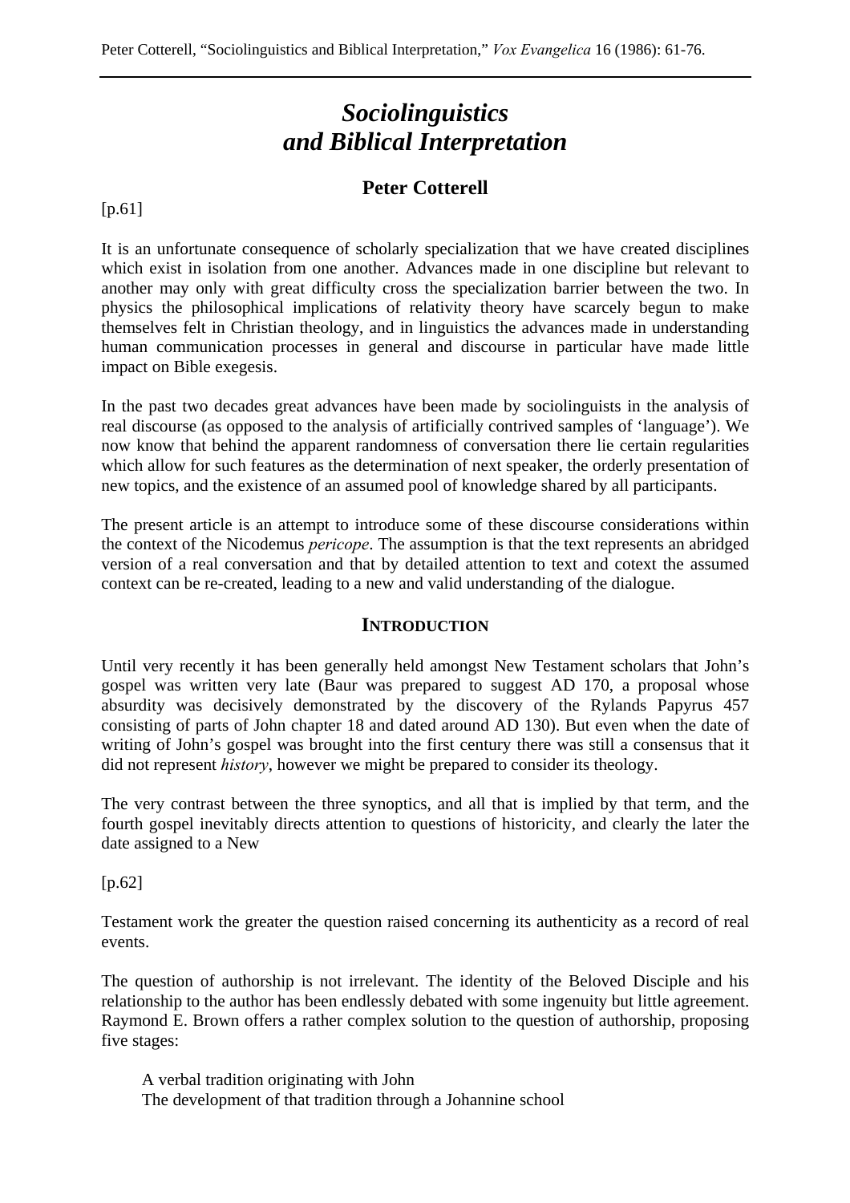# *Sociolinguistics and Biblical Interpretation*

## Peter Cotterell

[p.61]

It is an unfortunate consequence of scholarly specialization that we have created disciplines which exist in isolation from one another. Advances made in one discipline but relevant to another may only with great difficulty cross the specialization barrier between the two. In physics the philosophical implications of relativity theory have scarcely begun to make themselves felt in Christian theology, and in linguistics the advances made in understanding human communication processes in general and discourse in particular have made little impact on Bible exegesis.

In the past two decades great advances have been made by sociolinguists in the analysis of real discourse (as opposed to the analysis of artificially contrived samples of 'language'). We now know that behind the apparent randomness of conversation there lie certain regularities which allow for such features as the determination of next speaker, the orderly presentation of new topics, and the existence of an assumed pool of knowledge shared by all participants.

The present article is an attempt to introduce some of these discourse considerations within the context of the Nicodemus *pericope*. The assumption is that the text represents an abridged version of a real conversation and that by detailed attention to text and cotext the assumed context can be re-created, leading to a new and valid understanding of the dialogue.

### INTRODUCTION

Until very recently it has been generally held amongst New Testament scholars that John's gospel was written very late (Baur was prepared to suggest AD 170, a proposal whose absurdity was decisively demonstrated by the discovery of the Rylands Papyrus 457 consisting of parts of John chapter 18 and dated around AD 130). But even when the date of writing of John's gospel was brought into the first century there was still a consensus that it did not represent *history*, however we might be prepared to consider its theology.

The very contrast between the three synoptics, and all that is implied by that term, and the fourth gospel inevitably directs attention to questions of historicity, and clearly the later the date assigned to a New

[p.62]

Testament work the greater the question raised concerning its authenticity as a record of real events.

The question of authorship is not irrelevant. The identity of the Beloved Disciple and his relationship to the author has been endlessly debated with some ingenuity but little agreement. Raymond E. Brown offers a rather complex solution to the question of authorship, proposing five stages:

A verbal tradition originating with John
The development of that tradition through a Johannine school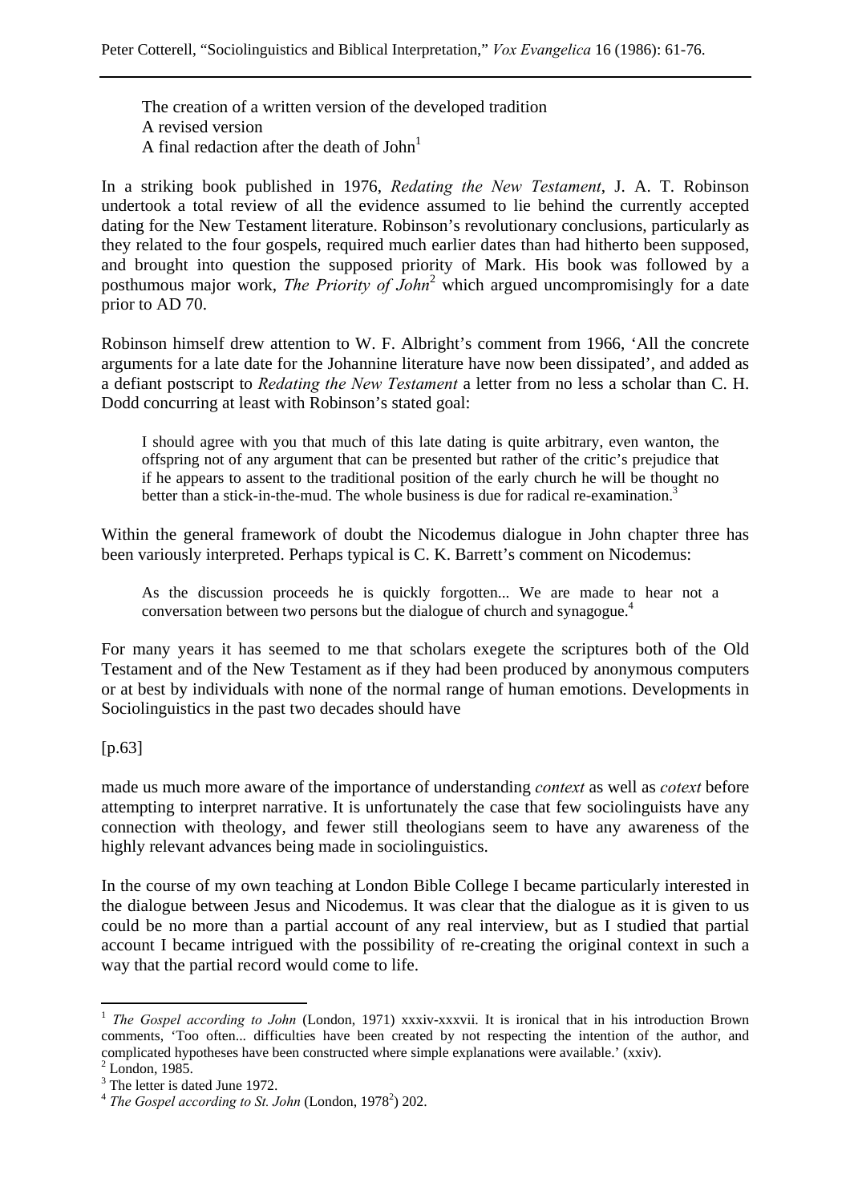The creation of a written version of the developed tradition
A revised version
A final redaction after the death of John[1]

In a striking book published in 1976, *Redating the New Testament*, J. A. T. Robinson undertook a total review of all the evidence assumed to lie behind the currently accepted dating for the New Testament literature. Robinson's revolutionary conclusions, particularly as they related to the four gospels, required much earlier dates than had hitherto been supposed, and brought into question the supposed priority of Mark. His book was followed by a posthumous major work, *The Priority of John*[2] which argued uncompromisingly for a date prior to AD 70.

Robinson himself drew attention to W. F. Albright's comment from 1966, 'All the concrete arguments for a late date for the Johannine literature have now been dissipated', and added as a defiant postscript to *Redating the New Testament* a letter from no less a scholar than C. H. Dodd concurring at least with Robinson's stated goal:

> I should agree with you that much of this late dating is quite arbitrary, even wanton, the offspring not of any argument that can be presented but rather of the critic's prejudice that if he appears to assent to the traditional position of the early church he will be thought no better than a stick-in-the-mud. The whole business is due for radical re-examination.[3]

Within the general framework of doubt the Nicodemus dialogue in John chapter three has been variously interpreted. Perhaps typical is C. K. Barrett's comment on Nicodemus:

> As the discussion proceeds he is quickly forgotten... We are made to hear not a conversation between two persons but the dialogue of church and synagogue.[4]

For many years it has seemed to me that scholars exegete the scriptures both of the Old Testament and of the New Testament as if they had been produced by anonymous computers or at best by individuals with none of the normal range of human emotions. Developments in Sociolinguistics in the past two decades should have

[p.63]

made us much more aware of the importance of understanding *context* as well as *cotext* before attempting to interpret narrative. It is unfortunately the case that few sociolinguists have any connection with theology, and fewer still theologians seem to have any awareness of the highly relevant advances being made in sociolinguistics.

In the course of my own teaching at London Bible College I became particularly interested in the dialogue between Jesus and Nicodemus. It was clear that the dialogue as it is given to us could be no more than a partial account of any real interview, but as I studied that partial account I became intrigued with the possibility of re-creating the original context in such a way that the partial record would come to life.

---

[1] *The Gospel according to John* (London, 1971) xxxiv-xxxvii. It is ironical that in his introduction Brown comments, 'Too often... difficulties have been created by not respecting the intention of the author, and complicated hypotheses have been constructed where simple explanations were available.' (xxiv).

[2] London, 1985.

[3] The letter is dated June 1972.

[4] *The Gospel according to St. John* (London, 1978[2]) 202.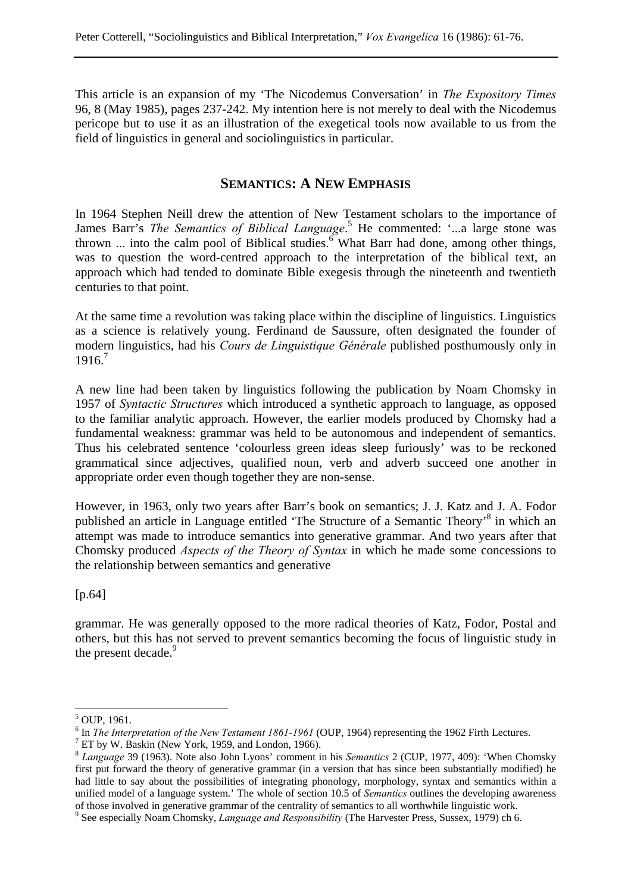This article is an expansion of my 'The Nicodemus Conversation' in *The Expository Times* 96, 8 (May 1985), pages 237-242. My intention here is not merely to deal with the Nicodemus pericope but to use it as an illustration of the exegetical tools now available to us from the field of linguistics in general and sociolinguistics in particular.

## SEMANTICS: A NEW EMPHASIS

In 1964 Stephen Neill drew the attention of New Testament scholars to the importance of James Barr's *The Semantics of Biblical Language*.[5] He commented: '...a large stone was thrown ... into the calm pool of Biblical studies.[6] What Barr had done, among other things, was to question the word-centred approach to the interpretation of the biblical text, an approach which had tended to dominate Bible exegesis through the nineteenth and twentieth centuries to that point.

At the same time a revolution was taking place within the discipline of linguistics. Linguistics as a science is relatively young. Ferdinand de Saussure, often designated the founder of modern linguistics, had his *Cours de Linguistique Générale* published posthumously only in 1916.[7]

A new line had been taken by linguistics following the publication by Noam Chomsky in 1957 of *Syntactic Structures* which introduced a synthetic approach to language, as opposed to the familiar analytic approach. However, the earlier models produced by Chomsky had a fundamental weakness: grammar was held to be autonomous and independent of semantics. Thus his celebrated sentence 'colourless green ideas sleep furiously' was to be reckoned grammatical since adjectives, qualified noun, verb and adverb succeed one another in appropriate order even though together they are non-sense.

However, in 1963, only two years after Barr's book on semantics; J. J. Katz and J. A. Fodor published an article in Language entitled 'The Structure of a Semantic Theory'[8] in which an attempt was made to introduce semantics into generative grammar. And two years after that Chomsky produced *Aspects of the Theory of Syntax* in which he made some concessions to the relationship between semantics and generative

[p.64]

grammar. He was generally opposed to the more radical theories of Katz, Fodor, Postal and others, but this has not served to prevent semantics becoming the focus of linguistic study in the present decade.[9]

---

[5] OUP, 1961.

[6] In *The Interpretation of the New Testament 1861-1961* (OUP, 1964) representing the 1962 Firth Lectures.

[7] ET by W. Baskin (New York, 1959, and London, 1966).

[8] *Language* 39 (1963). Note also John Lyons' comment in his *Semantics* 2 (CUP, 1977, 409): 'When Chomsky first put forward the theory of generative grammar (in a version that has since been substantially modified) he had little to say about the possibilities of integrating phonology, morphology, syntax and semantics within a unified model of a language system.' The whole of section 10.5 of *Semantics* outlines the developing awareness of those involved in generative grammar of the centrality of semantics to all worthwhile linguistic work.

[9] See especially Noam Chomsky, *Language and Responsibility* (The Harvester Press, Sussex, 1979) ch 6.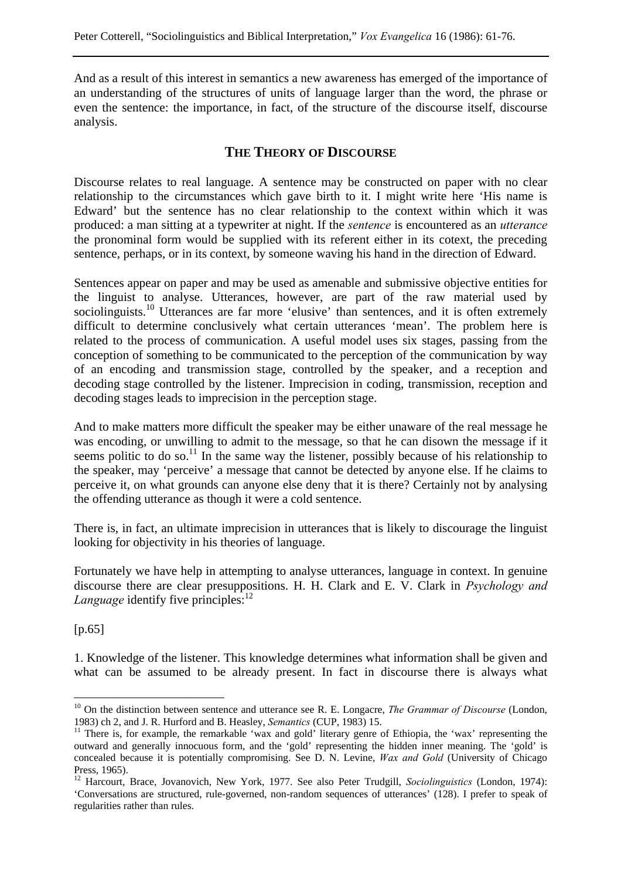And as a result of this interest in semantics a new awareness has emerged of the importance of an understanding of the structures of units of language larger than the word, the phrase or even the sentence: the importance, in fact, of the structure of the discourse itself, discourse analysis.

## THE THEORY OF DISCOURSE

Discourse relates to real language. A sentence may be constructed on paper with no clear relationship to the circumstances which gave birth to it. I might write here 'His name is Edward' but the sentence has no clear relationship to the context within which it was produced: a man sitting at a typewriter at night. If the *sentence* is encountered as an *utterance* the pronominal form would be supplied with its referent either in its cotext, the preceding sentence, perhaps, or in its context, by someone waving his hand in the direction of Edward.

Sentences appear on paper and may be used as amenable and submissive objective entities for the linguist to analyse. Utterances, however, are part of the raw material used by sociolinguists.[10] Utterances are far more 'elusive' than sentences, and it is often extremely difficult to determine conclusively what certain utterances 'mean'. The problem here is related to the process of communication. A useful model uses six stages, passing from the conception of something to be communicated to the perception of the communication by way of an encoding and transmission stage, controlled by the speaker, and a reception and decoding stage controlled by the listener. Imprecision in coding, transmission, reception and decoding stages leads to imprecision in the perception stage.

And to make matters more difficult the speaker may be either unaware of the real message he was encoding, or unwilling to admit to the message, so that he can disown the message if it seems politic to do so.[11] In the same way the listener, possibly because of his relationship to the speaker, may 'perceive' a message that cannot be detected by anyone else. If he claims to perceive it, on what grounds can anyone else deny that it is there? Certainly not by analysing the offending utterance as though it were a cold sentence.

There is, in fact, an ultimate imprecision in utterances that is likely to discourage the linguist looking for objectivity in his theories of language.

Fortunately we have help in attempting to analyse utterances, language in context. In genuine discourse there are clear presuppositions. H. H. Clark and E. V. Clark in *Psychology and Language* identify five principles:[12]

[p.65]

1. Knowledge of the listener. This knowledge determines what information shall be given and what can be assumed to be already present. In fact in discourse there is always what

---

[10] On the distinction between sentence and utterance see R. E. Longacre, *The Grammar of Discourse* (London, 1983) ch 2, and J. R. Hurford and B. Heasley, *Semantics* (CUP, 1983) 15.

[11] There is, for example, the remarkable 'wax and gold' literary genre of Ethiopia, the 'wax' representing the outward and generally innocuous form, and the 'gold' representing the hidden inner meaning. The 'gold' is concealed because it is potentially compromising. See D. N. Levine, *Wax and Gold* (University of Chicago Press, 1965).

[12] Harcourt, Brace, Jovanovich, New York, 1977. See also Peter Trudgill, *Sociolinguistics* (London, 1974): 'Conversations are structured, rule-governed, non-random sequences of utterances' (128). I prefer to speak of regularities rather than rules.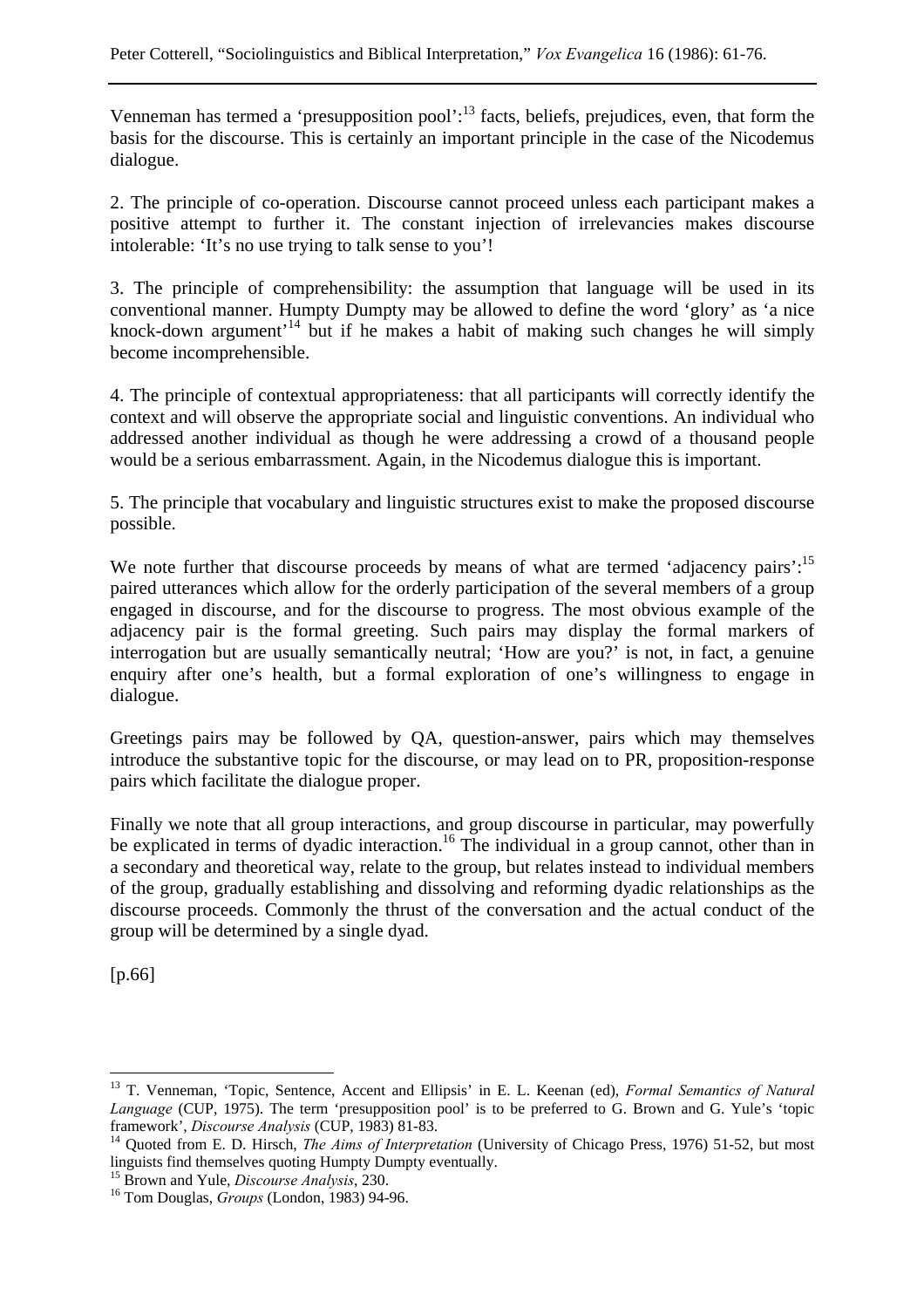Venneman has termed a 'presupposition pool':[13] facts, beliefs, prejudices, even, that form the basis for the discourse. This is certainly an important principle in the case of the Nicodemus dialogue.

2. The principle of co-operation. Discourse cannot proceed unless each participant makes a positive attempt to further it. The constant injection of irrelevancies makes discourse intolerable: 'It's no use trying to talk sense to you'!

3. The principle of comprehensibility: the assumption that language will be used in its conventional manner. Humpty Dumpty may be allowed to define the word 'glory' as 'a nice knock-down argument'[14] but if he makes a habit of making such changes he will simply become incomprehensible.

4. The principle of contextual appropriateness: that all participants will correctly identify the context and will observe the appropriate social and linguistic conventions. An individual who addressed another individual as though he were addressing a crowd of a thousand people would be a serious embarrassment. Again, in the Nicodemus dialogue this is important.

5. The principle that vocabulary and linguistic structures exist to make the proposed discourse possible.

We note further that discourse proceeds by means of what are termed 'adjacency pairs':[15] paired utterances which allow for the orderly participation of the several members of a group engaged in discourse, and for the discourse to progress. The most obvious example of the adjacency pair is the formal greeting. Such pairs may display the formal markers of interrogation but are usually semantically neutral; 'How are you?' is not, in fact, a genuine enquiry after one's health, but a formal exploration of one's willingness to engage in dialogue.

Greetings pairs may be followed by QA, question-answer, pairs which may themselves introduce the substantive topic for the discourse, or may lead on to PR, proposition-response pairs which facilitate the dialogue proper.

Finally we note that all group interactions, and group discourse in particular, may powerfully be explicated in terms of dyadic interaction.[16] The individual in a group cannot, other than in a secondary and theoretical way, relate to the group, but relates instead to individual members of the group, gradually establishing and dissolving and reforming dyadic relationships as the discourse proceeds. Commonly the thrust of the conversation and the actual conduct of the group will be determined by a single dyad.

[p.66]

---

[13] T. Venneman, 'Topic, Sentence, Accent and Ellipsis' in E. L. Keenan (ed), *Formal Semantics of Natural Language* (CUP, 1975). The term 'presupposition pool' is to be preferred to G. Brown and G. Yule's 'topic framework', *Discourse Analysis* (CUP, 1983) 81-83.

[14] Quoted from E. D. Hirsch, *The Aims of Interpretation* (University of Chicago Press, 1976) 51-52, but most linguists find themselves quoting Humpty Dumpty eventually.

[15] Brown and Yule, *Discourse Analysis*, 230.

[16] Tom Douglas, *Groups* (London, 1983) 94-96.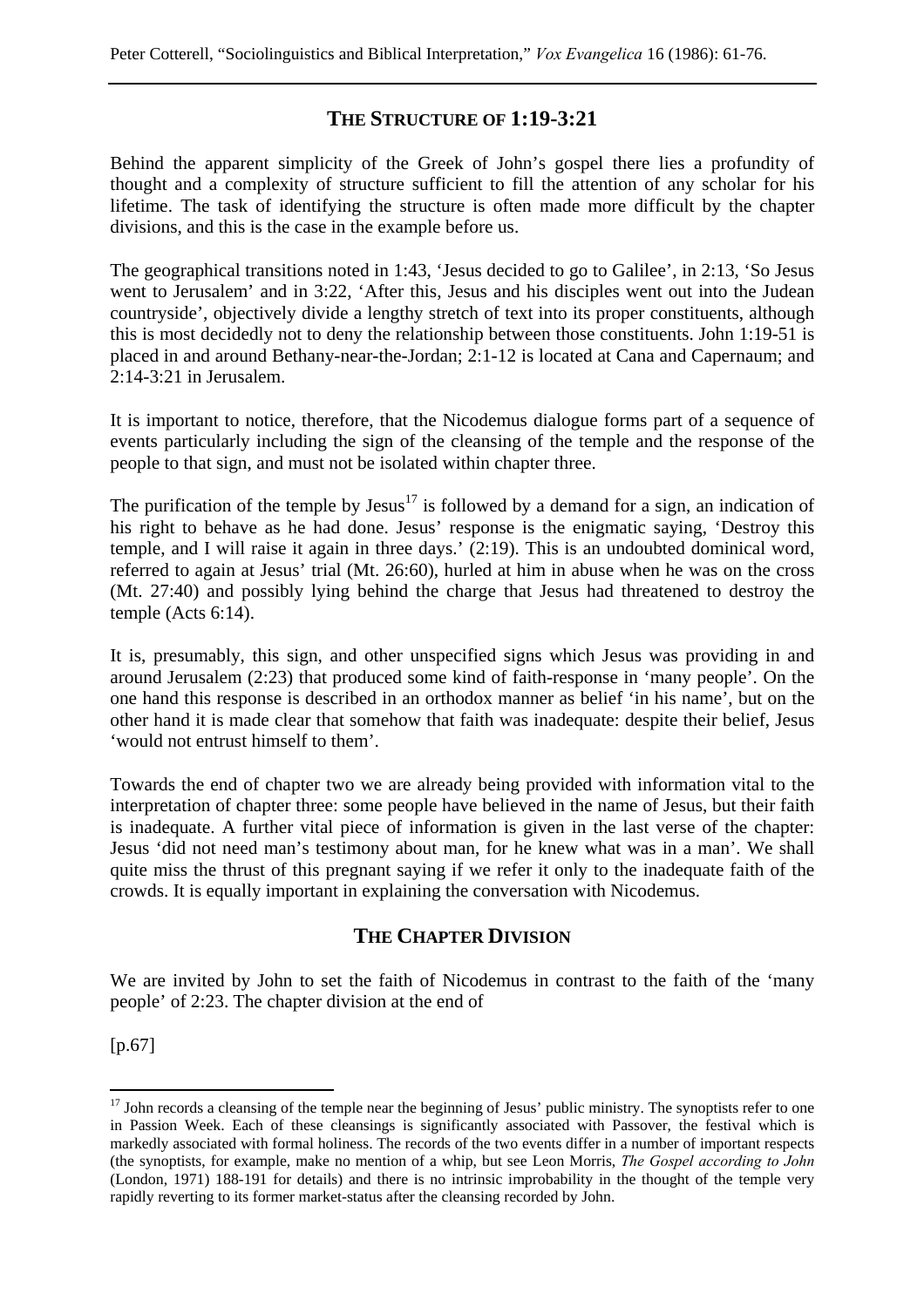## THE STRUCTURE OF 1:19-3:21

Behind the apparent simplicity of the Greek of John's gospel there lies a profundity of thought and a complexity of structure sufficient to fill the attention of any scholar for his lifetime. The task of identifying the structure is often made more difficult by the chapter divisions, and this is the case in the example before us.

The geographical transitions noted in 1:43, 'Jesus decided to go to Galilee', in 2:13, 'So Jesus went to Jerusalem' and in 3:22, 'After this, Jesus and his disciples went out into the Judean countryside', objectively divide a lengthy stretch of text into its proper constituents, although this is most decidedly not to deny the relationship between those constituents. John 1:19-51 is placed in and around Bethany-near-the-Jordan; 2:1-12 is located at Cana and Capernaum; and 2:14-3:21 in Jerusalem.

It is important to notice, therefore, that the Nicodemus dialogue forms part of a sequence of events particularly including the sign of the cleansing of the temple and the response of the people to that sign, and must not be isolated within chapter three.

The purification of the temple by Jesus[17] is followed by a demand for a sign, an indication of his right to behave as he had done. Jesus' response is the enigmatic saying, 'Destroy this temple, and I will raise it again in three days.' (2:19). This is an undoubted dominical word, referred to again at Jesus' trial (Mt. 26:60), hurled at him in abuse when he was on the cross (Mt. 27:40) and possibly lying behind the charge that Jesus had threatened to destroy the temple (Acts 6:14).

It is, presumably, this sign, and other unspecified signs which Jesus was providing in and around Jerusalem (2:23) that produced some kind of faith-response in 'many people'. On the one hand this response is described in an orthodox manner as belief 'in his name', but on the other hand it is made clear that somehow that faith was inadequate: despite their belief, Jesus 'would not entrust himself to them'.

Towards the end of chapter two we are already being provided with information vital to the interpretation of chapter three: some people have believed in the name of Jesus, but their faith is inadequate. A further vital piece of information is given in the last verse of the chapter: Jesus 'did not need man's testimony about man, for he knew what was in a man'. We shall quite miss the thrust of this pregnant saying if we refer it only to the inadequate faith of the crowds. It is equally important in explaining the conversation with Nicodemus.

## THE CHAPTER DIVISION

We are invited by John to set the faith of Nicodemus in contrast to the faith of the 'many people' of 2:23. The chapter division at the end of

[p.67]

---

[17] John records a cleansing of the temple near the beginning of Jesus' public ministry. The synoptists refer to one in Passion Week. Each of these cleansings is significantly associated with Passover, the festival which is markedly associated with formal holiness. The records of the two events differ in a number of important respects (the synoptists, for example, make no mention of a whip, but see Leon Morris, *The Gospel according to John* (London, 1971) 188-191 for details) and there is no intrinsic improbability in the thought of the temple very rapidly reverting to its former market-status after the cleansing recorded by John.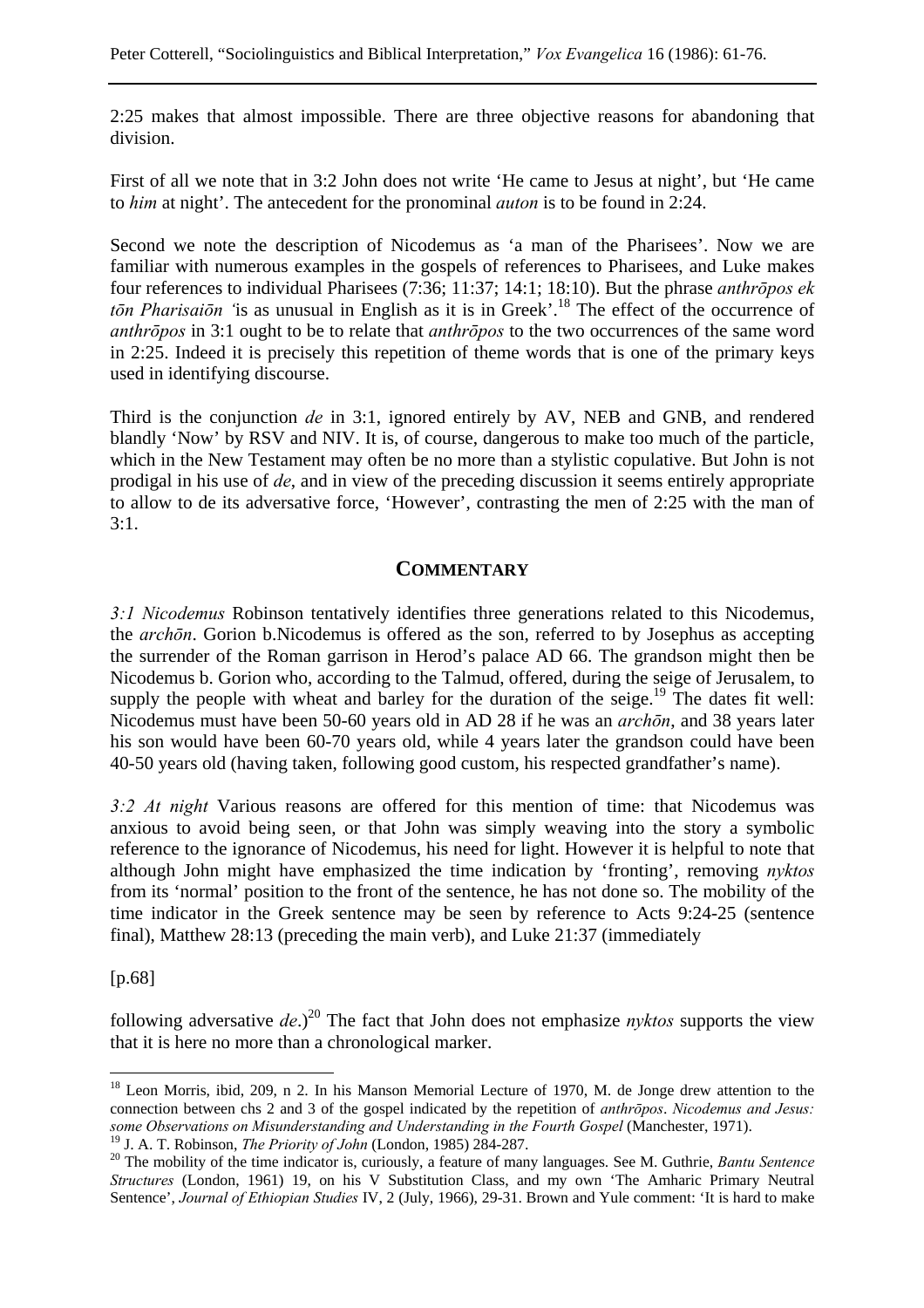2:25 makes that almost impossible. There are three objective reasons for abandoning that division.

First of all we note that in 3:2 John does not write 'He came to Jesus at night', but 'He came to *him* at night'. The antecedent for the pronominal *auton* is to be found in 2:24.

Second we note the description of Nicodemus as 'a man of the Pharisees'. Now we are familiar with numerous examples in the gospels of references to Pharisees, and Luke makes four references to individual Pharisees (7:36; 11:37; 14:1; 18:10). But the phrase *anthrōpos ek tōn Pharisaiōn* 'is as unusual in English as it is in Greek'.[18] The effect of the occurrence of *anthrōpos* in 3:1 ought to be to relate that *anthrōpos* to the two occurrences of the same word in 2:25. Indeed it is precisely this repetition of theme words that is one of the primary keys used in identifying discourse.

Third is the conjunction *de* in 3:1, ignored entirely by AV, NEB and GNB, and rendered blandly 'Now' by RSV and NIV. It is, of course, dangerous to make too much of the particle, which in the New Testament may often be no more than a stylistic copulative. But John is not prodigal in his use of *de*, and in view of the preceding discussion it seems entirely appropriate to allow to de its adversative force, 'However', contrasting the men of 2:25 with the man of 3:1.

## COMMENTARY

*3:1 Nicodemus* Robinson tentatively identifies three generations related to this Nicodemus, the *archōn*. Gorion b.Nicodemus is offered as the son, referred to by Josephus as accepting the surrender of the Roman garrison in Herod's palace AD 66. The grandson might then be Nicodemus b. Gorion who, according to the Talmud, offered, during the seige of Jerusalem, to supply the people with wheat and barley for the duration of the seige.[19] The dates fit well: Nicodemus must have been 50-60 years old in AD 28 if he was an *archōn*, and 38 years later his son would have been 60-70 years old, while 4 years later the grandson could have been 40-50 years old (having taken, following good custom, his respected grandfather's name).

*3:2 At night* Various reasons are offered for this mention of time: that Nicodemus was anxious to avoid being seen, or that John was simply weaving into the story a symbolic reference to the ignorance of Nicodemus, his need for light. However it is helpful to note that although John might have emphasized the time indication by 'fronting', removing *nyktos* from its 'normal' position to the front of the sentence, he has not done so. The mobility of the time indicator in the Greek sentence may be seen by reference to Acts 9:24-25 (sentence final), Matthew 28:13 (preceding the main verb), and Luke 21:37 (immediately

[p.68]

following adversative *de*.)[20] The fact that John does not emphasize *nyktos* supports the view that it is here no more than a chronological marker.

---

[18] Leon Morris, ibid, 209, n 2. In his Manson Memorial Lecture of 1970, M. de Jonge drew attention to the connection between chs 2 and 3 of the gospel indicated by the repetition of *anthrōpos*. *Nicodemus and Jesus: some Observations on Misunderstanding and Understanding in the Fourth Gospel* (Manchester, 1971).

[19] J. A. T. Robinson, *The Priority of John* (London, 1985) 284-287.

[20] The mobility of the time indicator is, curiously, a feature of many languages. See M. Guthrie, *Bantu Sentence Structures* (London, 1961) 19, on his V Substitution Class, and my own 'The Amharic Primary Neutral Sentence', *Journal of Ethiopian Studies* IV, 2 (July, 1966), 29-31. Brown and Yule comment: 'It is hard to make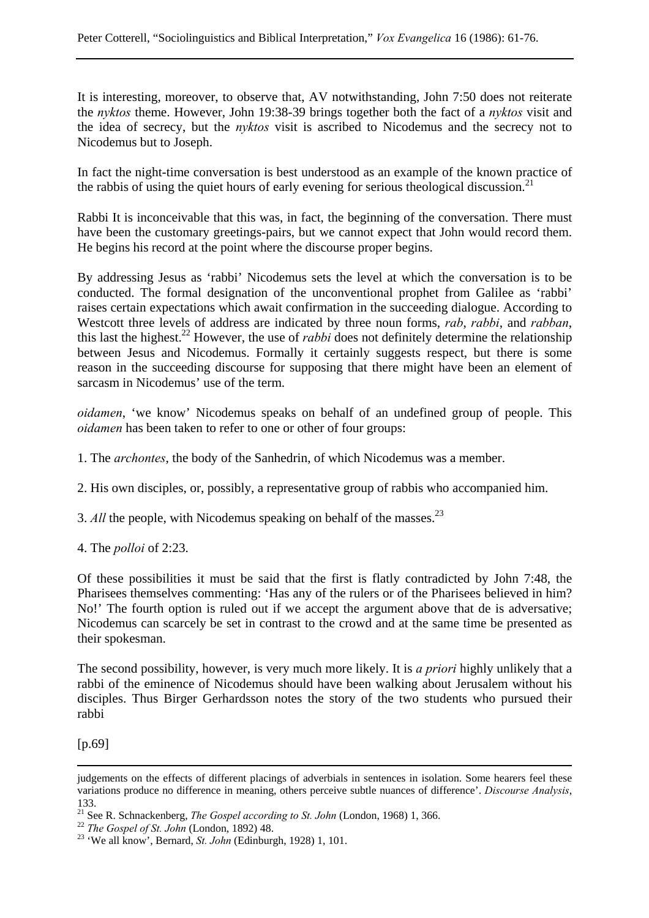It is interesting, moreover, to observe that, AV notwithstanding, John 7:50 does not reiterate the *nyktos* theme. However, John 19:38-39 brings together both the fact of a *nyktos* visit and the idea of secrecy, but the *nyktos* visit is ascribed to Nicodemus and the secrecy not to Nicodemus but to Joseph.

In fact the night-time conversation is best understood as an example of the known practice of the rabbis of using the quiet hours of early evening for serious theological discussion.[21]

Rabbi It is inconceivable that this was, in fact, the beginning of the conversation. There must have been the customary greetings-pairs, but we cannot expect that John would record them. He begins his record at the point where the discourse proper begins.

By addressing Jesus as 'rabbi' Nicodemus sets the level at which the conversation is to be conducted. The formal designation of the unconventional prophet from Galilee as 'rabbi' raises certain expectations which await confirmation in the succeeding dialogue. According to Westcott three levels of address are indicated by three noun forms, *rab*, *rabbi*, and *rabban*, this last the highest.[22] However, the use of *rabbi* does not definitely determine the relationship between Jesus and Nicodemus. Formally it certainly suggests respect, but there is some reason in the succeeding discourse for supposing that there might have been an element of sarcasm in Nicodemus' use of the term.

*oidamen*, 'we know' Nicodemus speaks on behalf of an undefined group of people. This *oidamen* has been taken to refer to one or other of four groups:

1. The *archontes*, the body of the Sanhedrin, of which Nicodemus was a member.

2. His own disciples, or, possibly, a representative group of rabbis who accompanied him.

3. *All* the people, with Nicodemus speaking on behalf of the masses.[23]

4. The *polloi* of 2:23.

Of these possibilities it must be said that the first is flatly contradicted by John 7:48, the Pharisees themselves commenting: 'Has any of the rulers or of the Pharisees believed in him? No!' The fourth option is ruled out if we accept the argument above that de is adversative; Nicodemus can scarcely be set in contrast to the crowd and at the same time be presented as their spokesman.

The second possibility, however, is very much more likely. It is *a priori* highly unlikely that a rabbi of the eminence of Nicodemus should have been walking about Jerusalem without his disciples. Thus Birger Gerhardsson notes the story of the two students who pursued their rabbi

[p.69]

---

judgements on the effects of different placings of adverbials in sentences in isolation. Some hearers feel these variations produce no difference in meaning, others perceive subtle nuances of difference'. *Discourse Analysis*, 133.

[21] See R. Schnackenberg, *The Gospel according to St. John* (London, 1968) 1, 366.

[22] *The Gospel of St. John* (London, 1892) 48.

[23] 'We all know', Bernard, *St. John* (Edinburgh, 1928) 1, 101.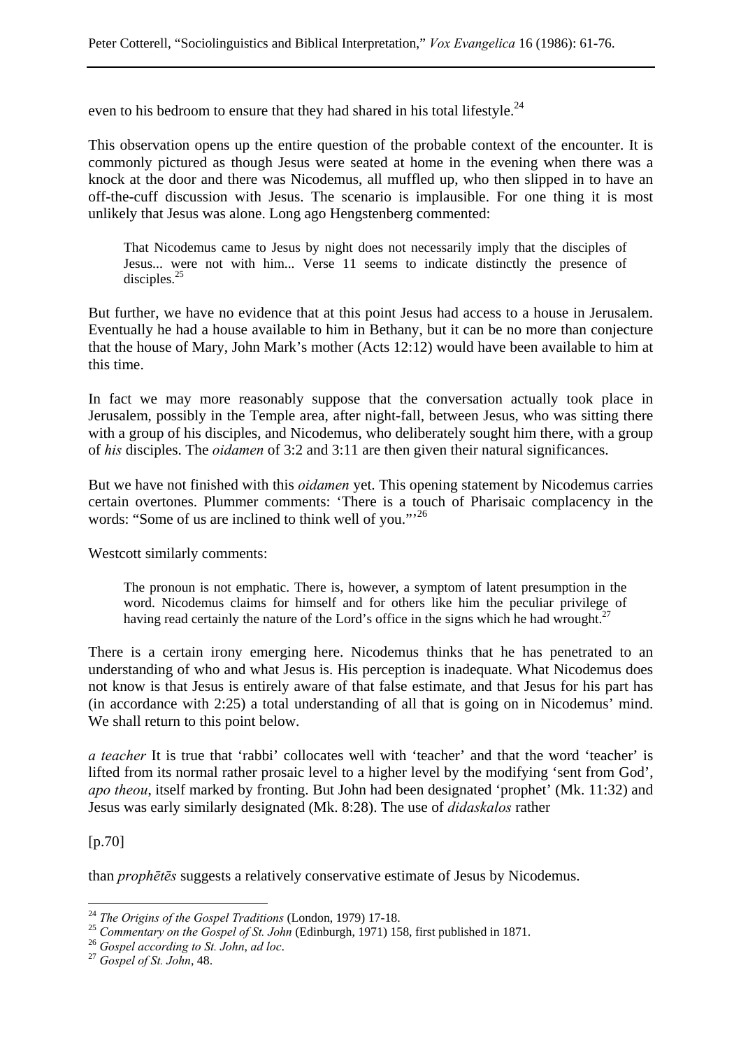even to his bedroom to ensure that they had shared in his total lifestyle.[24]

This observation opens up the entire question of the probable context of the encounter. It is commonly pictured as though Jesus were seated at home in the evening when there was a knock at the door and there was Nicodemus, all muffled up, who then slipped in to have an off-the-cuff discussion with Jesus. The scenario is implausible. For one thing it is most unlikely that Jesus was alone. Long ago Hengstenberg commented:

> That Nicodemus came to Jesus by night does not necessarily imply that the disciples of Jesus... were not with him... Verse 11 seems to indicate distinctly the presence of disciples.[25]

But further, we have no evidence that at this point Jesus had access to a house in Jerusalem. Eventually he had a house available to him in Bethany, but it can be no more than conjecture that the house of Mary, John Mark's mother (Acts 12:12) would have been available to him at this time.

In fact we may more reasonably suppose that the conversation actually took place in Jerusalem, possibly in the Temple area, after night-fall, between Jesus, who was sitting there with a group of his disciples, and Nicodemus, who deliberately sought him there, with a group of *his* disciples. The *oidamen* of 3:2 and 3:11 are then given their natural significances.

But we have not finished with this *oidamen* yet. This opening statement by Nicodemus carries certain overtones. Plummer comments: 'There is a touch of Pharisaic complacency in the words: "Some of us are inclined to think well of you."'[26]

Westcott similarly comments:

> The pronoun is not emphatic. There is, however, a symptom of latent presumption in the word. Nicodemus claims for himself and for others like him the peculiar privilege of having read certainly the nature of the Lord's office in the signs which he had wrought.[27]

There is a certain irony emerging here. Nicodemus thinks that he has penetrated to an understanding of who and what Jesus is. His perception is inadequate. What Nicodemus does not know is that Jesus is entirely aware of that false estimate, and that Jesus for his part has (in accordance with 2:25) a total understanding of all that is going on in Nicodemus' mind. We shall return to this point below.

*a teacher* It is true that 'rabbi' collocates well with 'teacher' and that the word 'teacher' is lifted from its normal rather prosaic level to a higher level by the modifying 'sent from God', *apo theou*, itself marked by fronting. But John had been designated 'prophet' (Mk. 11:32) and Jesus was early similarly designated (Mk. 8:28). The use of *didaskalos* rather

[p.70]

than *prophētēs* suggests a relatively conservative estimate of Jesus by Nicodemus.

---

[24] *The Origins of the Gospel Traditions* (London, 1979) 17-18.

[25] *Commentary on the Gospel of St. John* (Edinburgh, 1971) 158, first published in 1871.

[26] *Gospel according to St. John, ad loc*.

[27] *Gospel of St. John*, 48.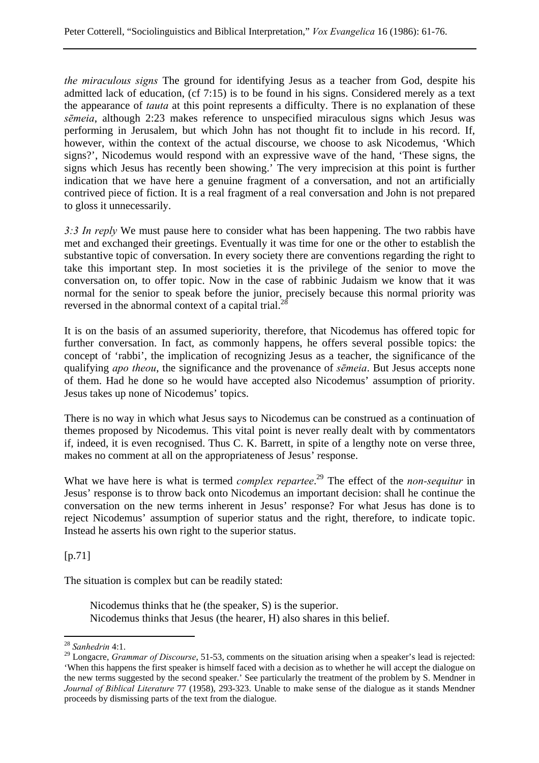*the miraculous signs* The ground for identifying Jesus as a teacher from God, despite his admitted lack of education, (cf 7:15) is to be found in his signs. Considered merely as a text the appearance of *tauta* at this point represents a difficulty. There is no explanation of these *sēmeia*, although 2:23 makes reference to unspecified miraculous signs which Jesus was performing in Jerusalem, but which John has not thought fit to include in his record. If, however, within the context of the actual discourse, we choose to ask Nicodemus, 'Which signs?', Nicodemus would respond with an expressive wave of the hand, 'These signs, the signs which Jesus has recently been showing.' The very imprecision at this point is further indication that we have here a genuine fragment of a conversation, and not an artificially contrived piece of fiction. It is a real fragment of a real conversation and John is not prepared to gloss it unnecessarily.

*3:3 In reply* We must pause here to consider what has been happening. The two rabbis have met and exchanged their greetings. Eventually it was time for one or the other to establish the substantive topic of conversation. In every society there are conventions regarding the right to take this important step. In most societies it is the privilege of the senior to move the conversation on, to offer topic. Now in the case of rabbinic Judaism we know that it was normal for the senior to speak before the junior, precisely because this normal priority was reversed in the abnormal context of a capital trial.[28]

It is on the basis of an assumed superiority, therefore, that Nicodemus has offered topic for further conversation. In fact, as commonly happens, he offers several possible topics: the concept of 'rabbi', the implication of recognizing Jesus as a teacher, the significance of the qualifying *apo theou*, the significance and the provenance of *sēmeia*. But Jesus accepts none of them. Had he done so he would have accepted also Nicodemus' assumption of priority. Jesus takes up none of Nicodemus' topics.

There is no way in which what Jesus says to Nicodemus can be construed as a continuation of themes proposed by Nicodemus. This vital point is never really dealt with by commentators if, indeed, it is even recognised. Thus C. K. Barrett, in spite of a lengthy note on verse three, makes no comment at all on the appropriateness of Jesus' response.

What we have here is what is termed *complex repartee*.[29] The effect of the *non-sequitur* in Jesus' response is to throw back onto Nicodemus an important decision: shall he continue the conversation on the new terms inherent in Jesus' response? For what Jesus has done is to reject Nicodemus' assumption of superior status and the right, therefore, to indicate topic. Instead he asserts his own right to the superior status.

[p.71]

The situation is complex but can be readily stated:

> Nicodemus thinks that he (the speaker, S) is the superior.
> Nicodemus thinks that Jesus (the hearer, H) also shares in this belief.

---

[28] *Sanhedrin* 4:1.

[29] Longacre, *Grammar of Discourse*, 51-53, comments on the situation arising when a speaker's lead is rejected: 'When this happens the first speaker is himself faced with a decision as to whether he will accept the dialogue on the new terms suggested by the second speaker.' See particularly the treatment of the problem by S. Mendner in *Journal of Biblical Literature* 77 (1958), 293-323. Unable to make sense of the dialogue as it stands Mendner proceeds by dismissing parts of the text from the dialogue.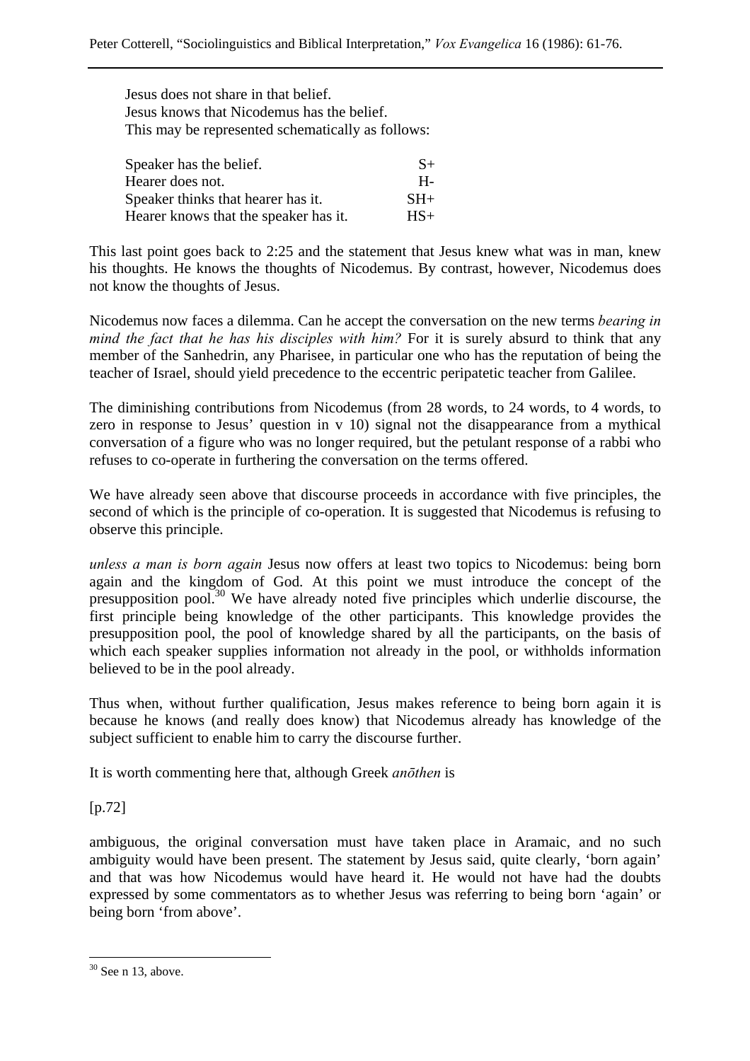Jesus does not share in that belief.
Jesus knows that Nicodemus has the belief.
This may be represented schematically as follows:

| | |
|---|---|
| Speaker has the belief. | S+ |
| Hearer does not. | H- |
| Speaker thinks that hearer has it. | SH+ |
| Hearer knows that the speaker has it. | HS+ |

This last point goes back to 2:25 and the statement that Jesus knew what was in man, knew his thoughts. He knows the thoughts of Nicodemus. By contrast, however, Nicodemus does not know the thoughts of Jesus.

Nicodemus now faces a dilemma. Can he accept the conversation on the new terms *bearing in mind the fact that he has his disciples with him?* For it is surely absurd to think that any member of the Sanhedrin, any Pharisee, in particular one who has the reputation of being the teacher of Israel, should yield precedence to the eccentric peripatetic teacher from Galilee.

The diminishing contributions from Nicodemus (from 28 words, to 24 words, to 4 words, to zero in response to Jesus' question in v 10) signal not the disappearance from a mythical conversation of a figure who was no longer required, but the petulant response of a rabbi who refuses to co-operate in furthering the conversation on the terms offered.

We have already seen above that discourse proceeds in accordance with five principles, the second of which is the principle of co-operation. It is suggested that Nicodemus is refusing to observe this principle.

*unless a man is born again* Jesus now offers at least two topics to Nicodemus: being born again and the kingdom of God. At this point we must introduce the concept of the presupposition pool.[30] We have already noted five principles which underlie discourse, the first principle being knowledge of the other participants. This knowledge provides the presupposition pool, the pool of knowledge shared by all the participants, on the basis of which each speaker supplies information not already in the pool, or withholds information believed to be in the pool already.

Thus when, without further qualification, Jesus makes reference to being born again it is because he knows (and really does know) that Nicodemus already has knowledge of the subject sufficient to enable him to carry the discourse further.

It is worth commenting here that, although Greek *anōthen* is

[p.72]

ambiguous, the original conversation must have taken place in Aramaic, and no such ambiguity would have been present. The statement by Jesus said, quite clearly, 'born again' and that was how Nicodemus would have heard it. He would not have had the doubts expressed by some commentators as to whether Jesus was referring to being born 'again' or being born 'from above'.

---

[30] See n 13, above.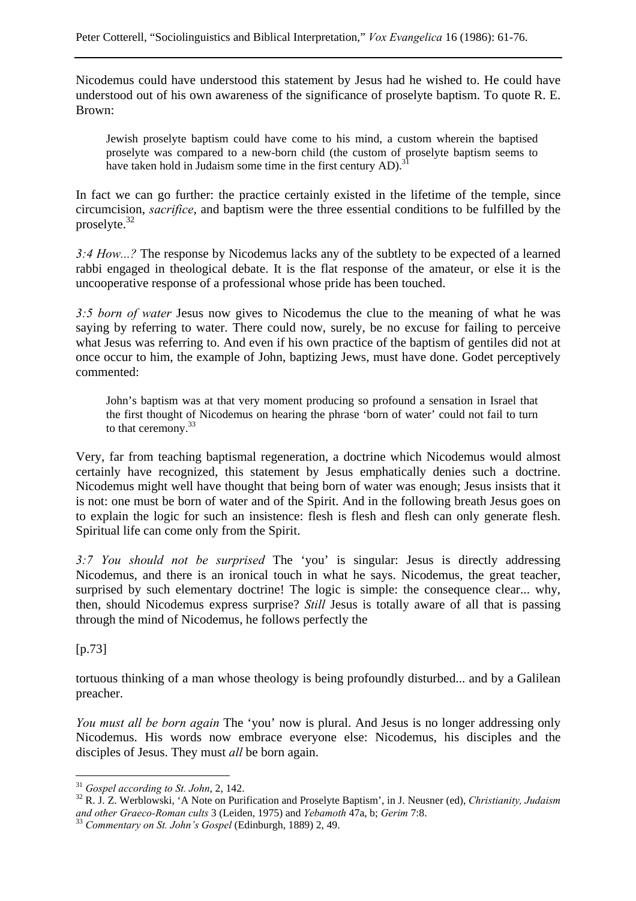Nicodemus could have understood this statement by Jesus had he wished to. He could have understood out of his own awareness of the significance of proselyte baptism. To quote R. E. Brown:

> Jewish proselyte baptism could have come to his mind, a custom wherein the baptised proselyte was compared to a new-born child (the custom of proselyte baptism seems to have taken hold in Judaism some time in the first century AD).[31]

In fact we can go further: the practice certainly existed in the lifetime of the temple, since circumcision, *sacrifice*, and baptism were the three essential conditions to be fulfilled by the proselyte.[32]

*3:4 How...?* The response by Nicodemus lacks any of the subtlety to be expected of a learned rabbi engaged in theological debate. It is the flat response of the amateur, or else it is the uncooperative response of a professional whose pride has been touched.

*3:5 born of water* Jesus now gives to Nicodemus the clue to the meaning of what he was saying by referring to water. There could now, surely, be no excuse for failing to perceive what Jesus was referring to. And even if his own practice of the baptism of gentiles did not at once occur to him, the example of John, baptizing Jews, must have done. Godet perceptively commented:

> John's baptism was at that very moment producing so profound a sensation in Israel that the first thought of Nicodemus on hearing the phrase 'born of water' could not fail to turn to that ceremony.[33]

Very, far from teaching baptismal regeneration, a doctrine which Nicodemus would almost certainly have recognized, this statement by Jesus emphatically denies such a doctrine. Nicodemus might well have thought that being born of water was enough; Jesus insists that it is not: one must be born of water and of the Spirit. And in the following breath Jesus goes on to explain the logic for such an insistence: flesh is flesh and flesh can only generate flesh. Spiritual life can come only from the Spirit.

*3:7 You should not be surprised* The 'you' is singular: Jesus is directly addressing Nicodemus, and there is an ironical touch in what he says. Nicodemus, the great teacher, surprised by such elementary doctrine! The logic is simple: the consequence clear... why, then, should Nicodemus express surprise? *Still* Jesus is totally aware of all that is passing through the mind of Nicodemus, he follows perfectly the

[p.73]

tortuous thinking of a man whose theology is being profoundly disturbed... and by a Galilean preacher.

*You must all be born again* The 'you' now is plural. And Jesus is no longer addressing only Nicodemus. His words now embrace everyone else: Nicodemus, his disciples and the disciples of Jesus. They must *all* be born again.

---

[31] *Gospel according to St. John*, 2, 142.

[32] R. J. Z. Werblowski, 'A Note on Purification and Proselyte Baptism', in J. Neusner (ed), *Christianity, Judaism and other Graeco-Roman cults* 3 (Leiden, 1975) and *Yebamoth* 47a, b; *Gerim* 7:8.

[33] *Commentary on St. John's Gospel* (Edinburgh, 1889) 2, 49.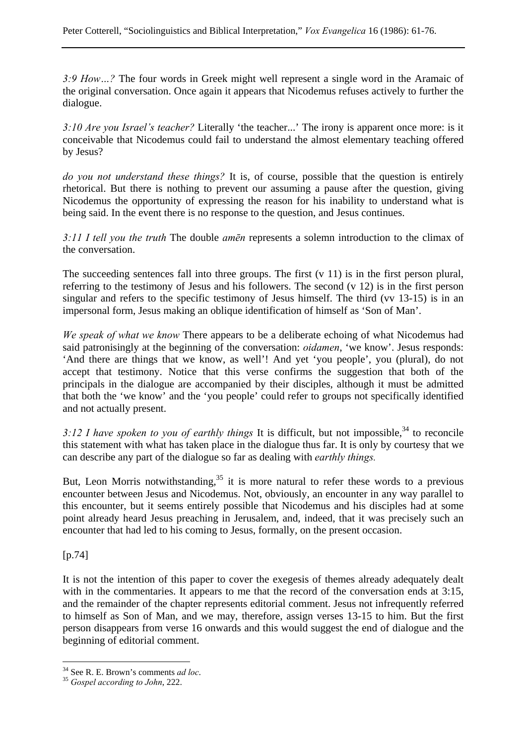*3:9 How…?* The four words in Greek might well represent a single word in the Aramaic of the original conversation. Once again it appears that Nicodemus refuses actively to further the dialogue.

*3:10 Are you Israel's teacher?* Literally 'the teacher...' The irony is apparent once more: is it conceivable that Nicodemus could fail to understand the almost elementary teaching offered by Jesus?

*do you not understand these things?* It is, of course, possible that the question is entirely rhetorical. But there is nothing to prevent our assuming a pause after the question, giving Nicodemus the opportunity of expressing the reason for his inability to understand what is being said. In the event there is no response to the question, and Jesus continues.

*3:11 I tell you the truth* The double *amēn* represents a solemn introduction to the climax of the conversation.

The succeeding sentences fall into three groups. The first (v 11) is in the first person plural, referring to the testimony of Jesus and his followers. The second (v 12) is in the first person singular and refers to the specific testimony of Jesus himself. The third (vv 13-15) is in an impersonal form, Jesus making an oblique identification of himself as 'Son of Man'.

*We speak of what we know* There appears to be a deliberate echoing of what Nicodemus had said patronisingly at the beginning of the conversation: *oidamen*, 'we know'. Jesus responds: 'And there are things that we know, as well'! And yet 'you people', you (plural), do not accept that testimony. Notice that this verse confirms the suggestion that both of the principals in the dialogue are accompanied by their disciples, although it must be admitted that both the 'we know' and the 'you people' could refer to groups not specifically identified and not actually present.

*3:12 I have spoken to you of earthly things* It is difficult, but not impossible,[34] to reconcile this statement with what has taken place in the dialogue thus far. It is only by courtesy that we can describe any part of the dialogue so far as dealing with *earthly things.*

But, Leon Morris notwithstanding,[35] it is more natural to refer these words to a previous encounter between Jesus and Nicodemus. Not, obviously, an encounter in any way parallel to this encounter, but it seems entirely possible that Nicodemus and his disciples had at some point already heard Jesus preaching in Jerusalem, and, indeed, that it was precisely such an encounter that had led to his coming to Jesus, formally, on the present occasion.

[p.74]

It is not the intention of this paper to cover the exegesis of themes already adequately dealt with in the commentaries. It appears to me that the record of the conversation ends at 3:15, and the remainder of the chapter represents editorial comment. Jesus not infrequently referred to himself as Son of Man, and we may, therefore, assign verses 13-15 to him. But the first person disappears from verse 16 onwards and this would suggest the end of dialogue and the beginning of editorial comment.

---

[34] See R. E. Brown's comments *ad loc*.

[35] *Gospel according to John*, 222.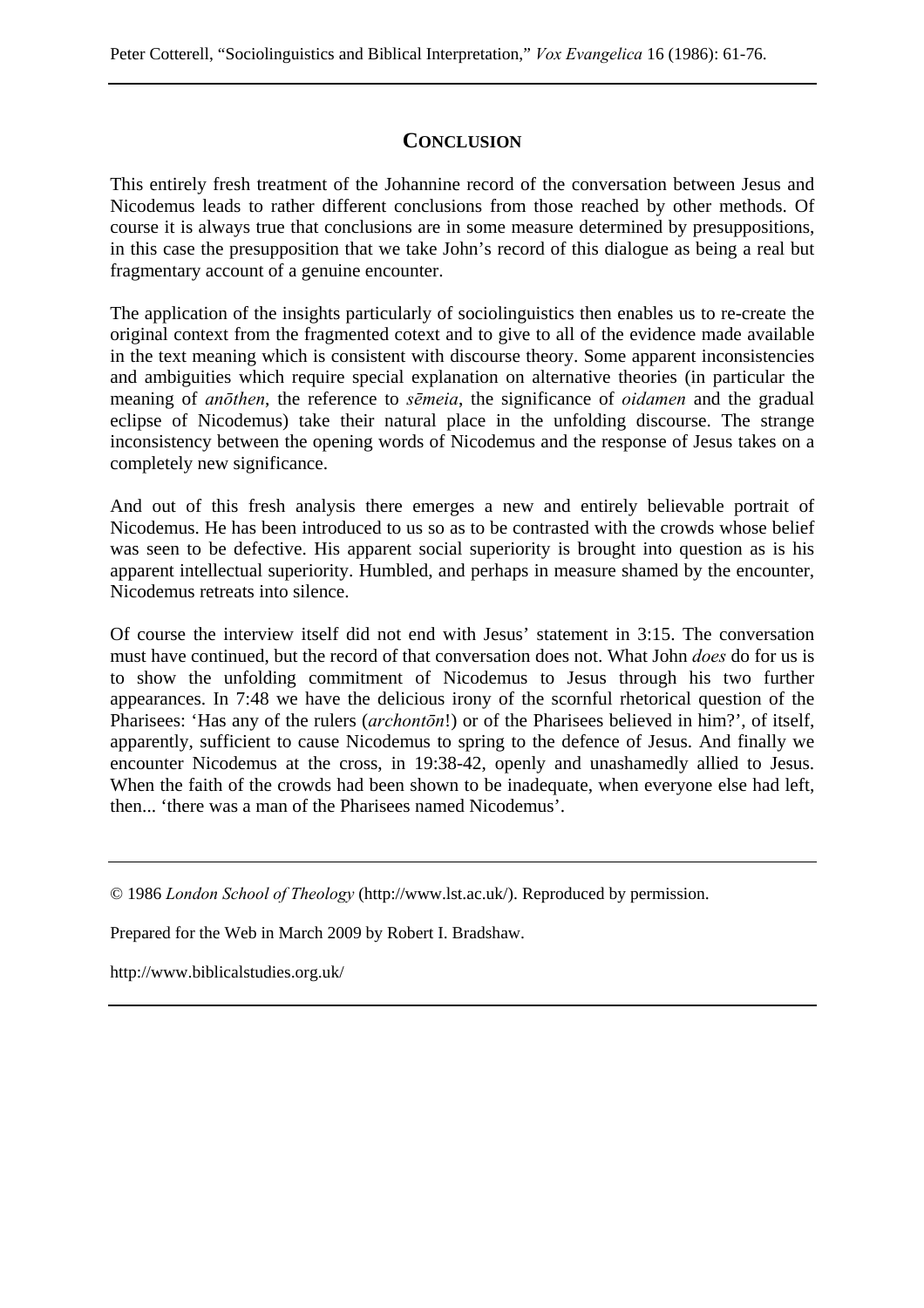## CONCLUSION

This entirely fresh treatment of the Johannine record of the conversation between Jesus and Nicodemus leads to rather different conclusions from those reached by other methods. Of course it is always true that conclusions are in some measure determined by presuppositions, in this case the presupposition that we take John's record of this dialogue as being a real but fragmentary account of a genuine encounter.

The application of the insights particularly of sociolinguistics then enables us to re-create the original context from the fragmented cotext and to give to all of the evidence made available in the text meaning which is consistent with discourse theory. Some apparent inconsistencies and ambiguities which require special explanation on alternative theories (in particular the meaning of *anōthen*, the reference to *sēmeia*, the significance of *oidamen* and the gradual eclipse of Nicodemus) take their natural place in the unfolding discourse. The strange inconsistency between the opening words of Nicodemus and the response of Jesus takes on a completely new significance.

And out of this fresh analysis there emerges a new and entirely believable portrait of Nicodemus. He has been introduced to us so as to be contrasted with the crowds whose belief was seen to be defective. His apparent social superiority is brought into question as is his apparent intellectual superiority. Humbled, and perhaps in measure shamed by the encounter, Nicodemus retreats into silence.

Of course the interview itself did not end with Jesus' statement in 3:15. The conversation must have continued, but the record of that conversation does not. What John *does* do for us is to show the unfolding commitment of Nicodemus to Jesus through his two further appearances. In 7:48 we have the delicious irony of the scornful rhetorical question of the Pharisees: 'Has any of the rulers (*archontōn*!) or of the Pharisees believed in him?', of itself, apparently, sufficient to cause Nicodemus to spring to the defence of Jesus. And finally we encounter Nicodemus at the cross, in 19:38-42, openly and unashamedly allied to Jesus. When the faith of the crowds had been shown to be inadequate, when everyone else had left, then... 'there was a man of the Pharisees named Nicodemus'.

---

© 1986 *London School of Theology* (http://www.lst.ac.uk/). Reproduced by permission.

Prepared for the Web in March 2009 by Robert I. Bradshaw.

http://www.biblicalstudies.org.uk/